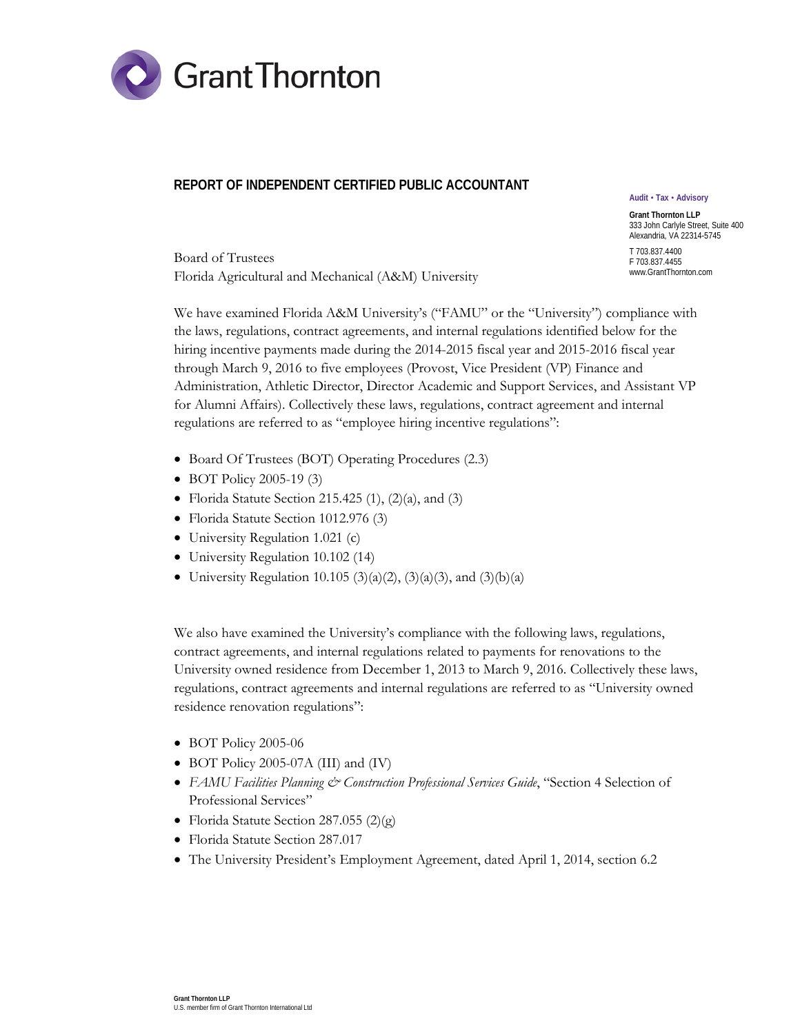Grant Thornton

## REPORT OF INDEPENDENT CERTIFIED PUBLIC ACCOUNTANT

Audit • Tax • Advisory

**Grant Thornton LLP**
333 John Carlyle Street, Suite 400
Alexandria, VA 22314-5745

T 703.837.4400
F 703.837.4455
www.GrantThornton.com

Board of Trustees
Florida Agricultural and Mechanical (A&M) University

We have examined Florida A&M University's ("FAMU" or the "University") compliance with the laws, regulations, contract agreements, and internal regulations identified below for the hiring incentive payments made during the 2014-2015 fiscal year and 2015-2016 fiscal year through March 9, 2016 to five employees (Provost, Vice President (VP) Finance and Administration, Athletic Director, Director Academic and Support Services, and Assistant VP for Alumni Affairs). Collectively these laws, regulations, contract agreement and internal regulations are referred to as "employee hiring incentive regulations":

- Board Of Trustees (BOT) Operating Procedures (2.3)
- BOT Policy 2005-19 (3)
- Florida Statute Section 215.425 (1), (2)(a), and (3)
- Florida Statute Section 1012.976 (3)
- University Regulation 1.021 (c)
- University Regulation 10.102 (14)
- University Regulation 10.105 (3)(a)(2), (3)(a)(3), and (3)(b)(a)

We also have examined the University's compliance with the following laws, regulations, contract agreements, and internal regulations related to payments for renovations to the University owned residence from December 1, 2013 to March 9, 2016. Collectively these laws, regulations, contract agreements and internal regulations are referred to as "University owned residence renovation regulations":

- BOT Policy 2005-06
- BOT Policy 2005-07A (III) and (IV)
- *FAMU Facilities Planning & Construction Professional Services Guide*, "Section 4 Selection of Professional Services"
- Florida Statute Section 287.055 (2)(g)
- Florida Statute Section 287.017
- The University President's Employment Agreement, dated April 1, 2014, section 6.2

**Grant Thornton LLP**
U.S. member firm of Grant Thornton International Ltd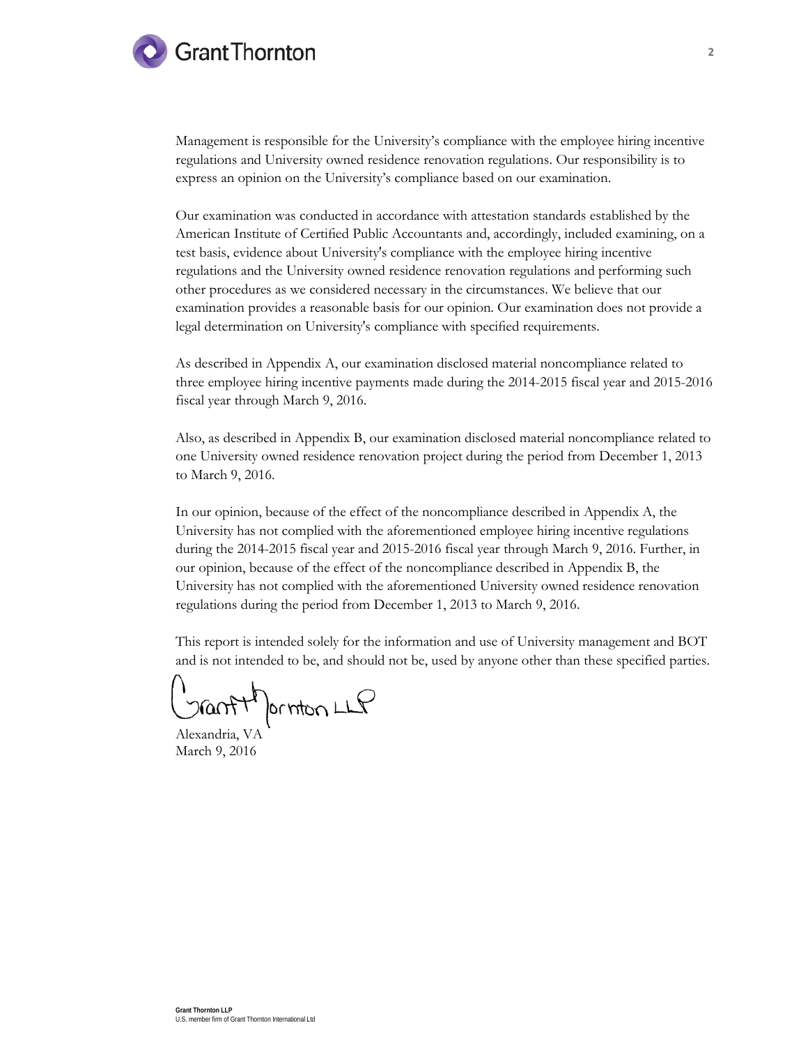Management is responsible for the University's compliance with the employee hiring incentive regulations and University owned residence renovation regulations. Our responsibility is to express an opinion on the University's compliance based on our examination.

Our examination was conducted in accordance with attestation standards established by the American Institute of Certified Public Accountants and, accordingly, included examining, on a test basis, evidence about University's compliance with the employee hiring incentive regulations and the University owned residence renovation regulations and performing such other procedures as we considered necessary in the circumstances. We believe that our examination provides a reasonable basis for our opinion. Our examination does not provide a legal determination on University's compliance with specified requirements.

As described in Appendix A, our examination disclosed material noncompliance related to three employee hiring incentive payments made during the 2014-2015 fiscal year and 2015-2016 fiscal year through March 9, 2016.

Also, as described in Appendix B, our examination disclosed material noncompliance related to one University owned residence renovation project during the period from December 1, 2013 to March 9, 2016.

In our opinion, because of the effect of the noncompliance described in Appendix A, the University has not complied with the aforementioned employee hiring incentive regulations during the 2014-2015 fiscal year and 2015-2016 fiscal year through March 9, 2016. Further, in our opinion, because of the effect of the noncompliance described in Appendix B, the University has not complied with the aforementioned University owned residence renovation regulations during the period from December 1, 2013 to March 9, 2016.

This report is intended solely for the information and use of University management and BOT and is not intended to be, and should not be, used by anyone other than these specified parties.

Grant Thornton LLP

Alexandria, VA
March 9, 2016

**Grant Thornton LLP**
U.S. member firm of Grant Thornton International Ltd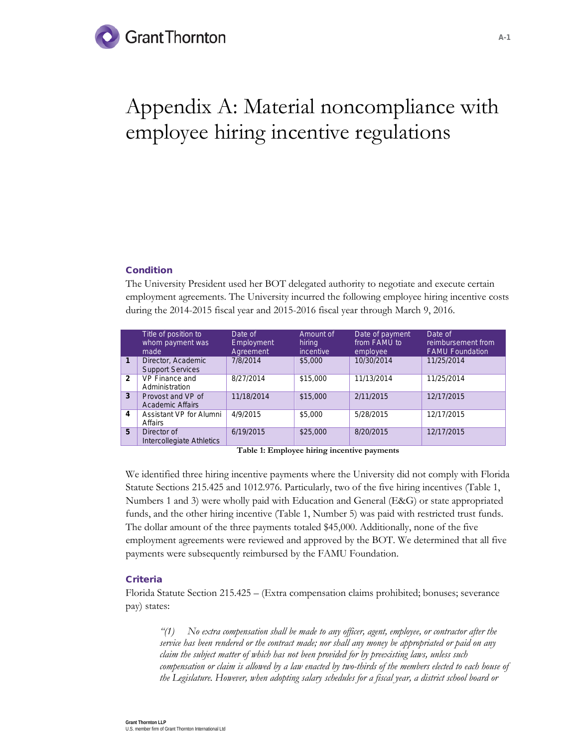# Appendix A: Material noncompliance with employee hiring incentive regulations

### Condition

The University President used her BOT delegated authority to negotiate and execute certain employment agreements. The University incurred the following employee hiring incentive costs during the 2014-2015 fiscal year and 2015-2016 fiscal year through March 9, 2016.

| | Title of position to whom payment was made | Date of Employment Agreement | Amount of hiring incentive | Date of payment from FAMU to employee | Date of reimbursement from FAMU Foundation |
|---|---|---|---|---|---|
| 1 | Director, Academic Support Services | 7/8/2014 | $5,000 | 10/30/2014 | 11/25/2014 |
| 2 | VP Finance and Administration | 8/27/2014 | $15,000 | 11/13/2014 | 11/25/2014 |
| 3 | Provost and VP of Academic Affairs | 11/18/2014 | $15,000 | 2/11/2015 | 12/17/2015 |
| 4 | Assistant VP for Alumni Affairs | 4/9/2015 | $5,000 | 5/28/2015 | 12/17/2015 |
| 5 | Director of Intercollegiate Athletics | 6/19/2015 | $25,000 | 8/20/2015 | 12/17/2015 |

**Table 1: Employee hiring incentive payments**

We identified three hiring incentive payments where the University did not comply with Florida Statute Sections 215.425 and 1012.976. Particularly, two of the five hiring incentives (Table 1, Numbers 1 and 3) were wholly paid with Education and General (E&G) or state appropriated funds, and the other hiring incentive (Table 1, Number 5) was paid with restricted trust funds. The dollar amount of the three payments totaled $45,000. Additionally, none of the five employment agreements were reviewed and approved by the BOT. We determined that all five payments were subsequently reimbursed by the FAMU Foundation.

### Criteria

Florida Statute Section 215.425 – (Extra compensation claims prohibited; bonuses; severance pay) states:

> *"(1) No extra compensation shall be made to any officer, agent, employee, or contractor after the service has been rendered or the contract made; nor shall any money be appropriated or paid on any claim the subject matter of which has not been provided for by preexisting laws, unless such compensation or claim is allowed by a law enacted by two-thirds of the members elected to each house of the Legislature. However, when adopting salary schedules for a fiscal year, a district school board or*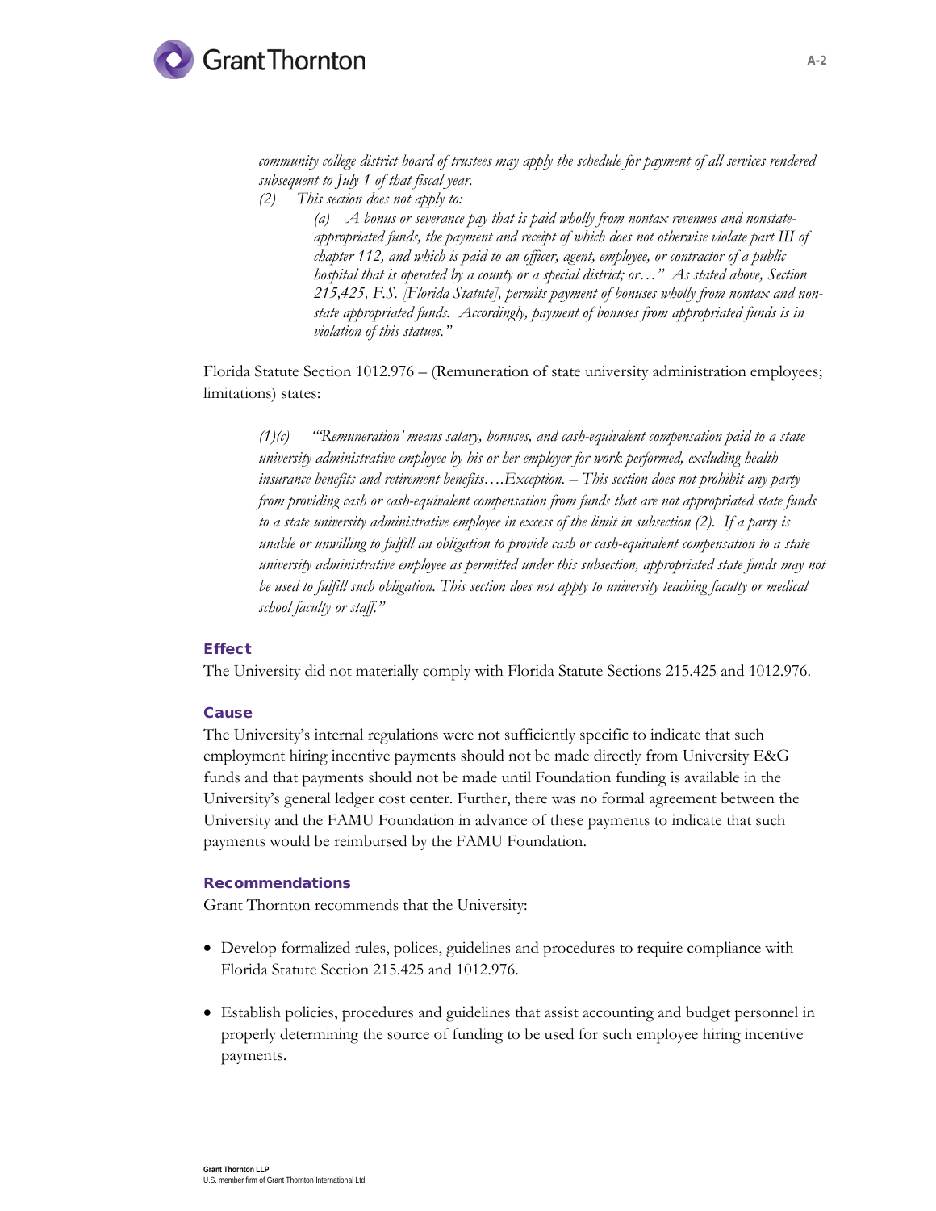*community college district board of trustees may apply the schedule for payment of all services rendered subsequent to July 1 of that fiscal year.*

*(2) This section does not apply to:*

> *(a) A bonus or severance pay that is paid wholly from nontax revenues and nonstate-appropriated funds, the payment and receipt of which does not otherwise violate part III of chapter 112, and which is paid to an officer, agent, employee, or contractor of a public hospital that is operated by a county or a special district; or…" As stated above, Section 215,425, F.S. [Florida Statute], permits payment of bonuses wholly from nontax and non-state appropriated funds. Accordingly, payment of bonuses from appropriated funds is in violation of this statues."*

Florida Statute Section 1012.976 – (Remuneration of state university administration employees; limitations) states:

> *(1)(c) "'Remuneration' means salary, bonuses, and cash-equivalent compensation paid to a state university administrative employee by his or her employer for work performed, excluding health insurance benefits and retirement benefits….Exception. – This section does not prohibit any party from providing cash or cash-equivalent compensation from funds that are not appropriated state funds to a state university administrative employee in excess of the limit in subsection (2). If a party is unable or unwilling to fulfill an obligation to provide cash or cash-equivalent compensation to a state university administrative employee as permitted under this subsection, appropriated state funds may not be used to fulfill such obligation. This section does not apply to university teaching faculty or medical school faculty or staff."*

### Effect

The University did not materially comply with Florida Statute Sections 215.425 and 1012.976.

### Cause

The University's internal regulations were not sufficiently specific to indicate that such employment hiring incentive payments should not be made directly from University E&G funds and that payments should not be made until Foundation funding is available in the University's general ledger cost center. Further, there was no formal agreement between the University and the FAMU Foundation in advance of these payments to indicate that such payments would be reimbursed by the FAMU Foundation.

### Recommendations

Grant Thornton recommends that the University:

- Develop formalized rules, polices, guidelines and procedures to require compliance with Florida Statute Section 215.425 and 1012.976.
- Establish policies, procedures and guidelines that assist accounting and budget personnel in properly determining the source of funding to be used for such employee hiring incentive payments.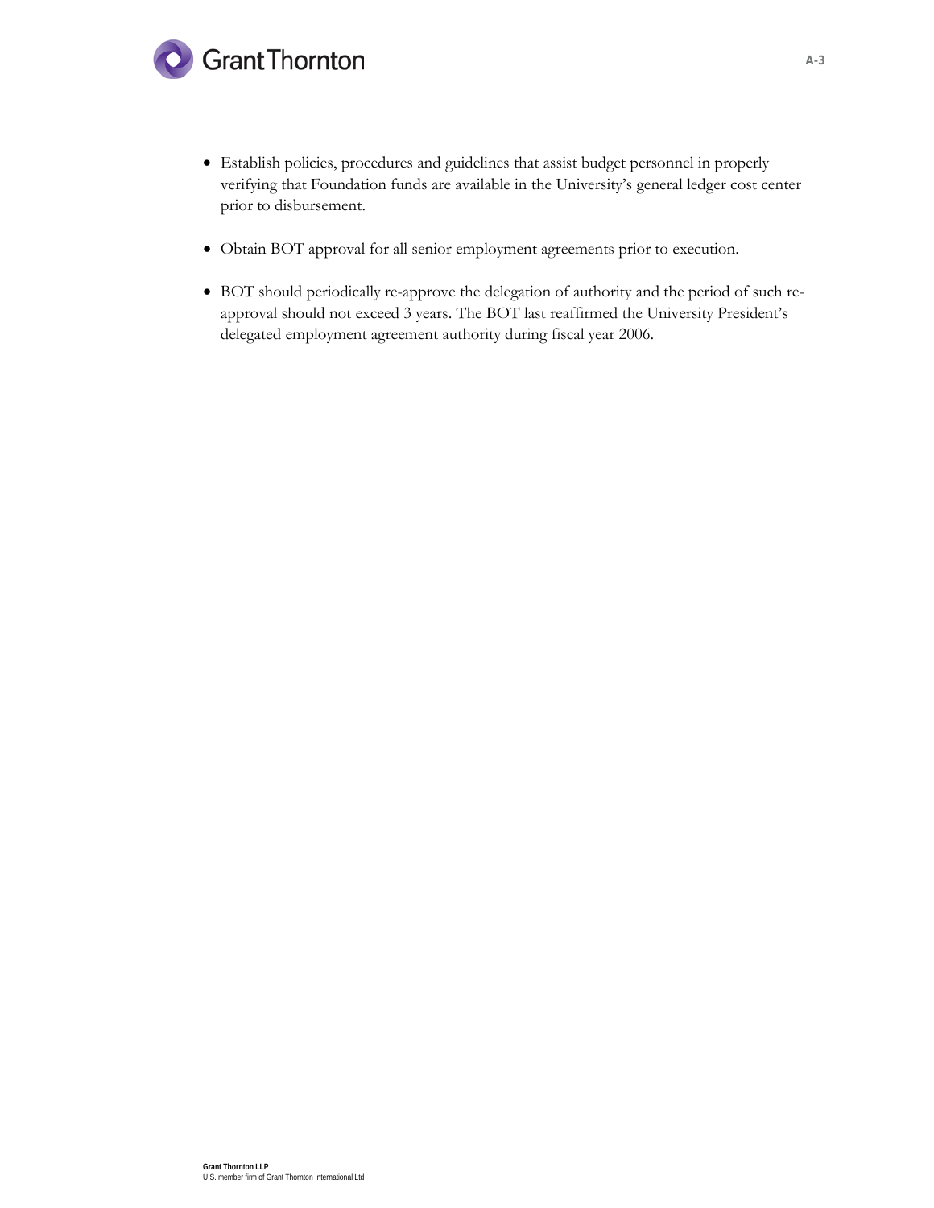- Establish policies, procedures and guidelines that assist budget personnel in properly verifying that Foundation funds are available in the University's general ledger cost center prior to disbursement.

- Obtain BOT approval for all senior employment agreements prior to execution.

- BOT should periodically re-approve the delegation of authority and the period of such re-approval should not exceed 3 years. The BOT last reaffirmed the University President's delegated employment agreement authority during fiscal year 2006.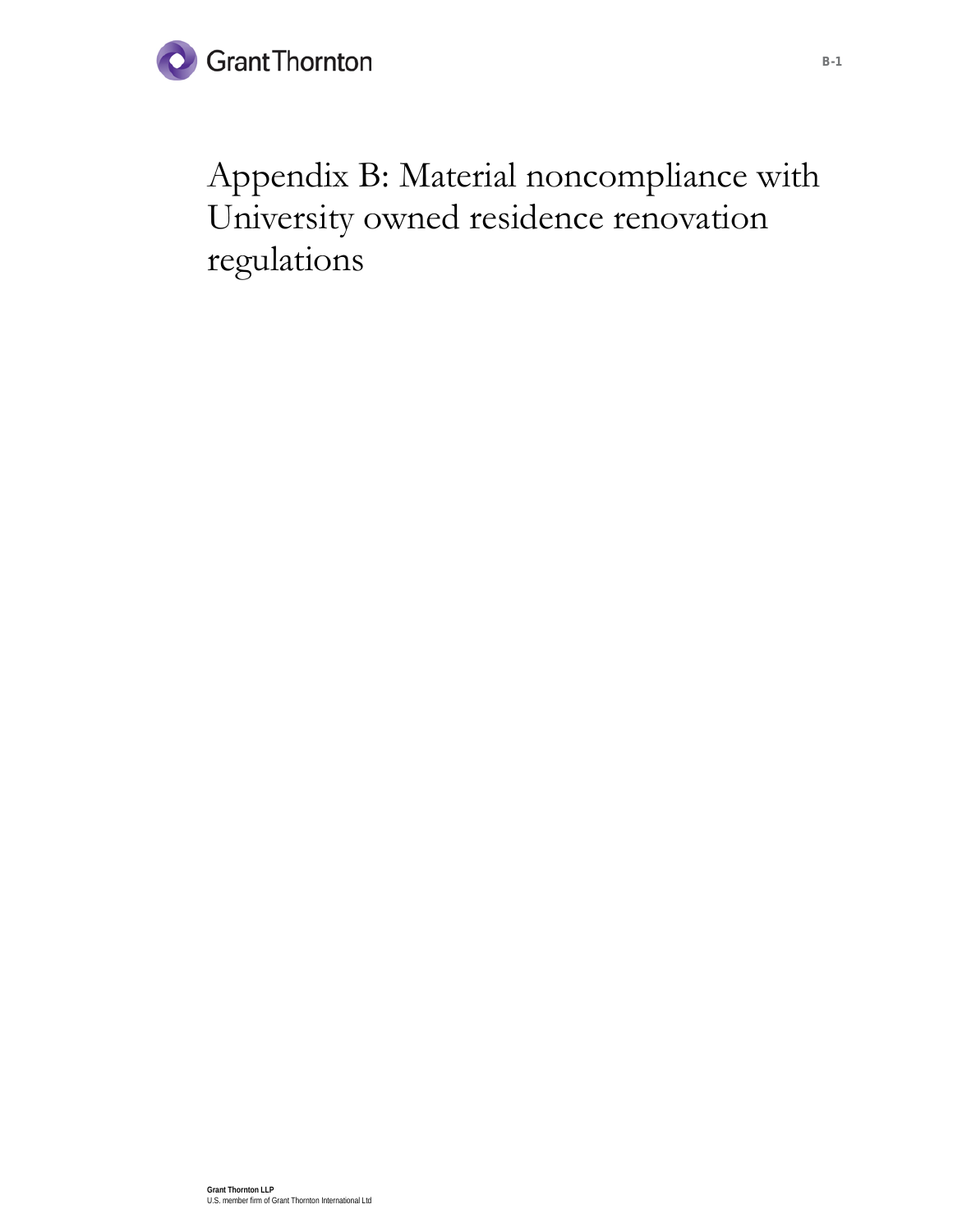# Appendix B: Material noncompliance with University owned residence renovation regulations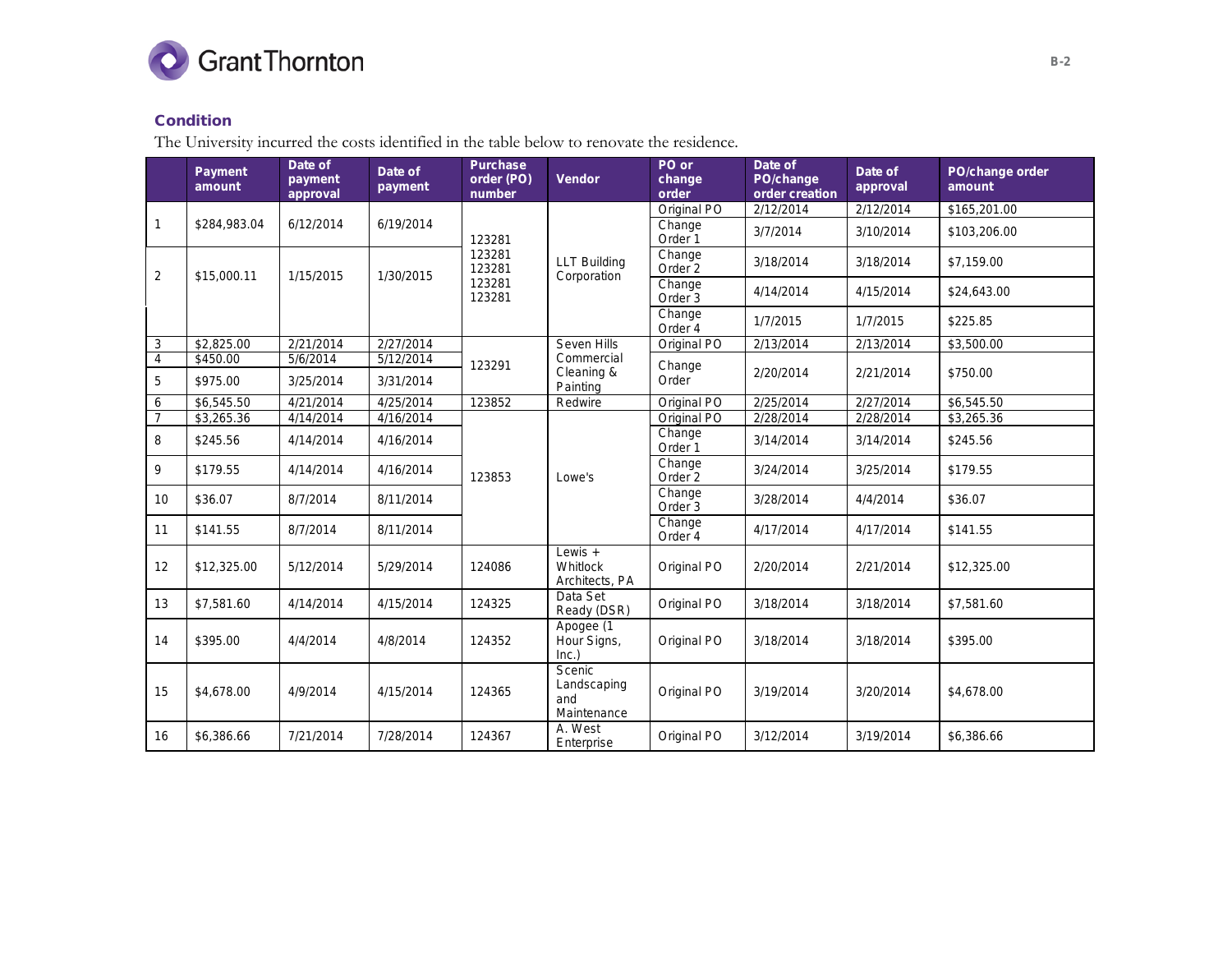## Condition

The University incurred the costs identified in the table below to renovate the residence.

| | Payment amount | Date of payment approval | Date of payment | Purchase order (PO) number | Vendor | PO or change order | Date of PO/change order creation | Date of approval | PO/change order amount |
|---|---|---|---|---|---|---|---|---|---|
| 1 | $284,983.04 | 6/12/2014 | 6/19/2014 | 123281 | LLT Building Corporation | Original PO | 2/12/2014 | 2/12/2014 | $165,201.00 |
| | | | | 123281 | | Change Order 1 | 3/7/2014 | 3/10/2014 | $103,206.00 |
| 2 | $15,000.11 | 1/15/2015 | 1/30/2015 | 123281 | | Change Order 2 | 3/18/2014 | 3/18/2014 | $7,159.00 |
| | | | | 123281 | | Change Order 3 | 4/14/2014 | 4/15/2014 | $24,643.00 |
| | | | | 123281 | | Change Order 4 | 1/7/2015 | 1/7/2015 | $225.85 |
| 3 | $2,825.00 | 2/21/2014 | 2/27/2014 | 123291 | Seven Hills Commercial Cleaning & Painting | Original PO | 2/13/2014 | 2/13/2014 | $3,500.00 |
| 4 | $450.00 | 5/6/2014 | 5/12/2014 | | | Change Order | 2/20/2014 | 2/21/2014 | $750.00 |
| 5 | $975.00 | 3/25/2014 | 3/31/2014 | | | | | | |
| 6 | $6,545.50 | 4/21/2014 | 4/25/2014 | 123852 | Redwire | Original PO | 2/25/2014 | 2/27/2014 | $6,545.50 |
| 7 | $3,265.36 | 4/14/2014 | 4/16/2014 | 123853 | Lowe's | Original PO | 2/28/2014 | 2/28/2014 | $3,265.36 |
| 8 | $245.56 | 4/14/2014 | 4/16/2014 | | | Change Order 1 | 3/14/2014 | 3/14/2014 | $245.56 |
| 9 | $179.55 | 4/14/2014 | 4/16/2014 | | | Change Order 2 | 3/24/2014 | 3/25/2014 | $179.55 |
| 10 | $36.07 | 8/7/2014 | 8/11/2014 | | | Change Order 3 | 3/28/2014 | 4/4/2014 | $36.07 |
| 11 | $141.55 | 8/7/2014 | 8/11/2014 | | | Change Order 4 | 4/17/2014 | 4/17/2014 | $141.55 |
| 12 | $12,325.00 | 5/12/2014 | 5/29/2014 | 124086 | Lewis + Whitlock Architects, PA | Original PO | 2/20/2014 | 2/21/2014 | $12,325.00 |
| 13 | $7,581.60 | 4/14/2014 | 4/15/2014 | 124325 | Data Set Ready (DSR) | Original PO | 3/18/2014 | 3/18/2014 | $7,581.60 |
| 14 | $395.00 | 4/4/2014 | 4/8/2014 | 124352 | Apogee (1 Hour Signs, Inc.) | Original PO | 3/18/2014 | 3/18/2014 | $395.00 |
| 15 | $4,678.00 | 4/9/2014 | 4/15/2014 | 124365 | Scenic Landscaping and Maintenance | Original PO | 3/19/2014 | 3/20/2014 | $4,678.00 |
| 16 | $6,386.66 | 7/21/2014 | 7/28/2014 | 124367 | A. West Enterprise | Original PO | 3/12/2014 | 3/19/2014 | $6,386.66 |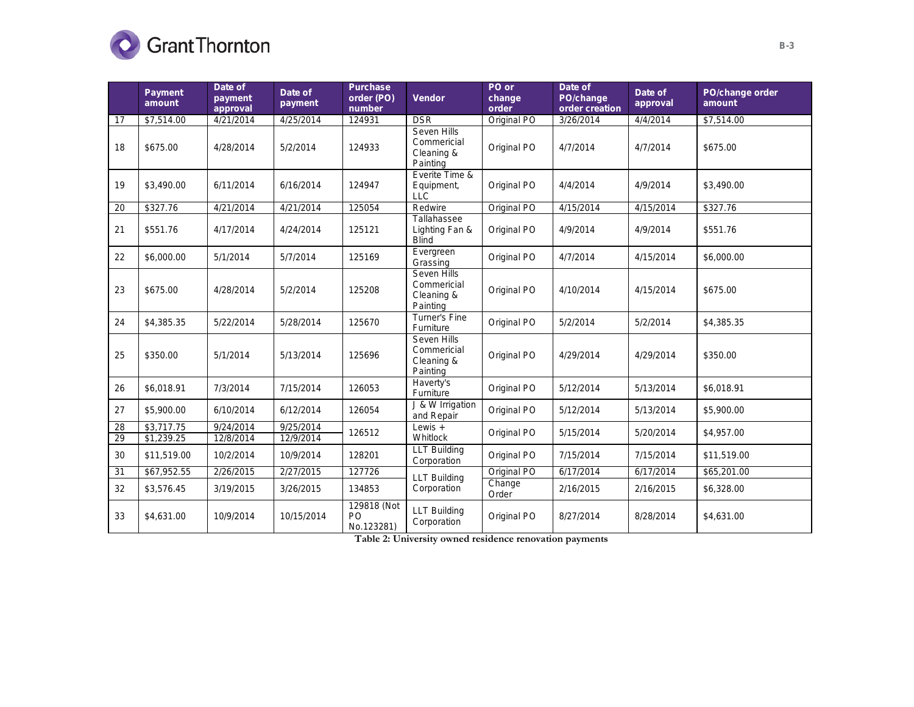| | Payment amount | Date of payment approval | Date of payment | Purchase order (PO) number | Vendor | PO or change order | Date of PO/change order creation | Date of approval | PO/change order amount |
|---|---|---|---|---|---|---|---|---|---|
| 17 | $7,514.00 | 4/21/2014 | 4/25/2014 | 124931 | DSR | Original PO | 3/26/2014 | 4/4/2014 | $7,514.00 |
| 18 | $675.00 | 4/28/2014 | 5/2/2014 | 124933 | Seven Hills Commercial Cleaning & Painting | Original PO | 4/7/2014 | 4/7/2014 | $675.00 |
| 19 | $3,490.00 | 6/11/2014 | 6/16/2014 | 124947 | Everite Time & Equipment, LLC | Original PO | 4/4/2014 | 4/9/2014 | $3,490.00 |
| 20 | $327.76 | 4/21/2014 | 4/21/2014 | 125054 | Redwire | Original PO | 4/15/2014 | 4/15/2014 | $327.76 |
| 21 | $551.76 | 4/17/2014 | 4/24/2014 | 125121 | Tallahassee Lighting Fan & Blind | Original PO | 4/9/2014 | 4/9/2014 | $551.76 |
| 22 | $6,000.00 | 5/1/2014 | 5/7/2014 | 125169 | Evergreen Grassing | Original PO | 4/7/2014 | 4/15/2014 | $6,000.00 |
| 23 | $675.00 | 4/28/2014 | 5/2/2014 | 125208 | Seven Hills Commercial Cleaning & Painting | Original PO | 4/10/2014 | 4/15/2014 | $675.00 |
| 24 | $4,385.35 | 5/22/2014 | 5/28/2014 | 125670 | Turner's Fine Furniture | Original PO | 5/2/2014 | 5/2/2014 | $4,385.35 |
| 25 | $350.00 | 5/1/2014 | 5/13/2014 | 125696 | Seven Hills Commercial Cleaning & Painting | Original PO | 4/29/2014 | 4/29/2014 | $350.00 |
| 26 | $6,018.91 | 7/3/2014 | 7/15/2014 | 126053 | Haverty's Furniture | Original PO | 5/12/2014 | 5/13/2014 | $6,018.91 |
| 27 | $5,900.00 | 6/10/2014 | 6/12/2014 | 126054 | J & W Irrigation and Repair | Original PO | 5/12/2014 | 5/13/2014 | $5,900.00 |
| 28 | $3,717.75 | 9/24/2014 | 9/25/2014 | 126512 | Lewis + Whitlock | Original PO | 5/15/2014 | 5/20/2014 | $4,957.00 |
| 29 | $1,239.25 | 12/8/2014 | 12/9/2014 | | | | | | |
| 30 | $11,519.00 | 10/2/2014 | 10/9/2014 | 128201 | LLT Building Corporation | Original PO | 7/15/2014 | 7/15/2014 | $11,519.00 |
| 31 | $67,952.55 | 2/26/2015 | 2/27/2015 | 127726 | LLT Building Corporation | Original PO | 6/17/2014 | 6/17/2014 | $65,201.00 |
| 32 | $3,576.45 | 3/19/2015 | 3/26/2015 | 134853 | | Change Order | 2/16/2015 | 2/16/2015 | $6,328.00 |
| 33 | $4,631.00 | 10/9/2014 | 10/15/2014 | 129818 (Not PO No.123281) | LLT Building Corporation | Original PO | 8/27/2014 | 8/28/2014 | $4,631.00 |

**Table 2: University owned residence renovation payments**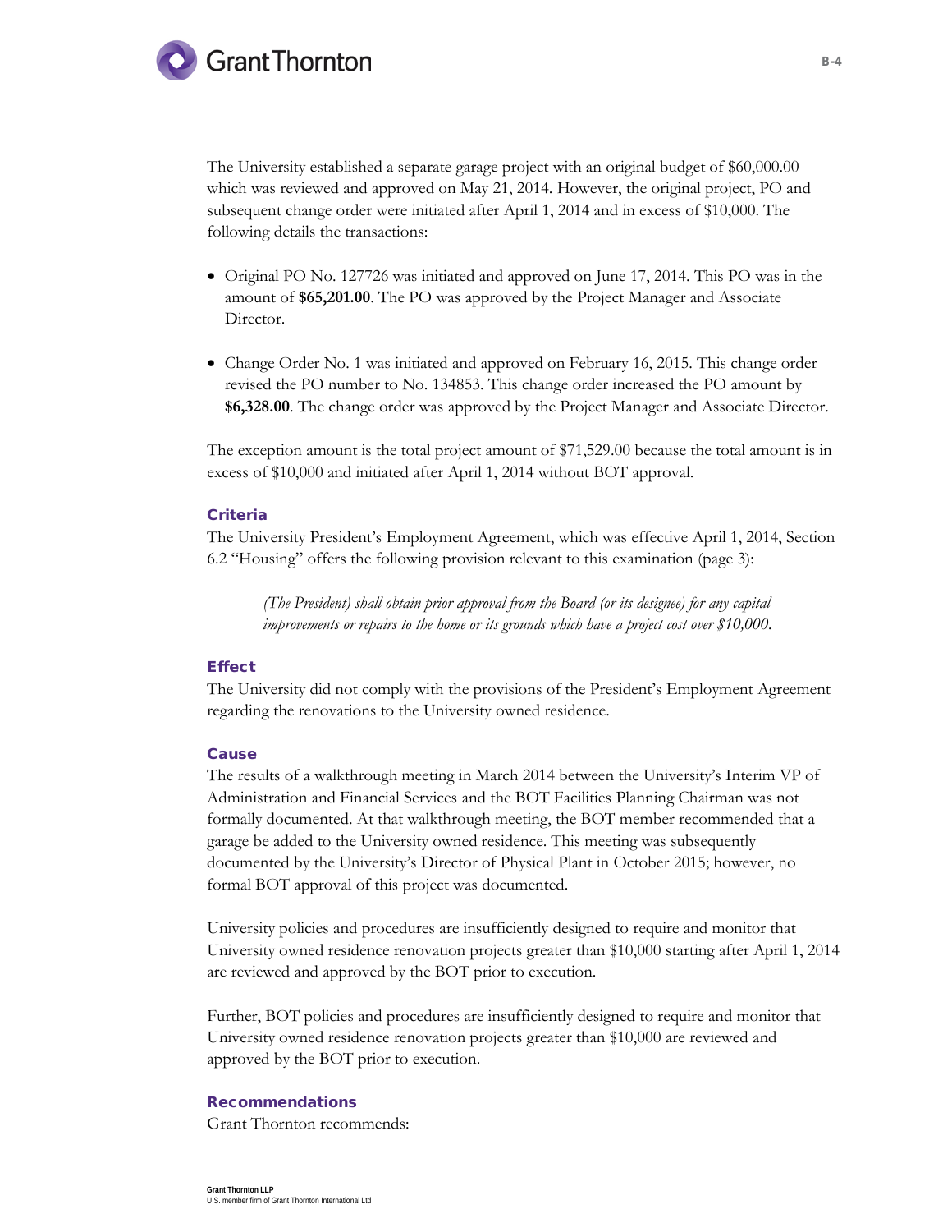The University established a separate garage project with an original budget of $60,000.00 which was reviewed and approved on May 21, 2014. However, the original project, PO and subsequent change order were initiated after April 1, 2014 and in excess of $10,000. The following details the transactions:

- Original PO No. 127726 was initiated and approved on June 17, 2014. This PO was in the amount of **$65,201.00**. The PO was approved by the Project Manager and Associate Director.
- Change Order No. 1 was initiated and approved on February 16, 2015. This change order revised the PO number to No. 134853. This change order increased the PO amount by **$6,328.00**. The change order was approved by the Project Manager and Associate Director.

The exception amount is the total project amount of $71,529.00 because the total amount is in excess of $10,000 and initiated after April 1, 2014 without BOT approval.

### Criteria

The University President's Employment Agreement, which was effective April 1, 2014, Section 6.2 "Housing" offers the following provision relevant to this examination (page 3):

> *(The President) shall obtain prior approval from the Board (or its designee) for any capital improvements or repairs to the home or its grounds which have a project cost over $10,000.*

### Effect

The University did not comply with the provisions of the President's Employment Agreement regarding the renovations to the University owned residence.

### Cause

The results of a walkthrough meeting in March 2014 between the University's Interim VP of Administration and Financial Services and the BOT Facilities Planning Chairman was not formally documented. At that walkthrough meeting, the BOT member recommended that a garage be added to the University owned residence. This meeting was subsequently documented by the University's Director of Physical Plant in October 2015; however, no formal BOT approval of this project was documented.

University policies and procedures are insufficiently designed to require and monitor that University owned residence renovation projects greater than $10,000 starting after April 1, 2014 are reviewed and approved by the BOT prior to execution.

Further, BOT policies and procedures are insufficiently designed to require and monitor that University owned residence renovation projects greater than $10,000 are reviewed and approved by the BOT prior to execution.

### Recommendations

Grant Thornton recommends: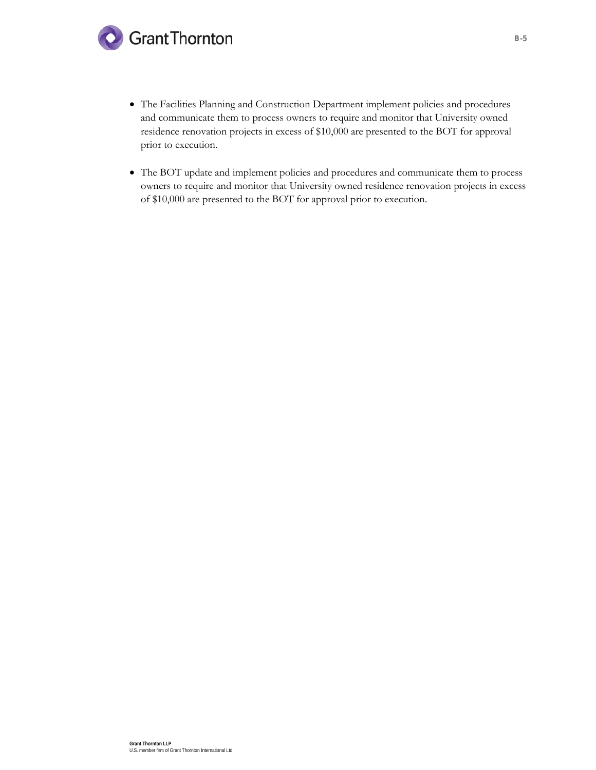- The Facilities Planning and Construction Department implement policies and procedures and communicate them to process owners to require and monitor that University owned residence renovation projects in excess of $10,000 are presented to the BOT for approval prior to execution.

- The BOT update and implement policies and procedures and communicate them to process owners to require and monitor that University owned residence renovation projects in excess of $10,000 are presented to the BOT for approval prior to execution.